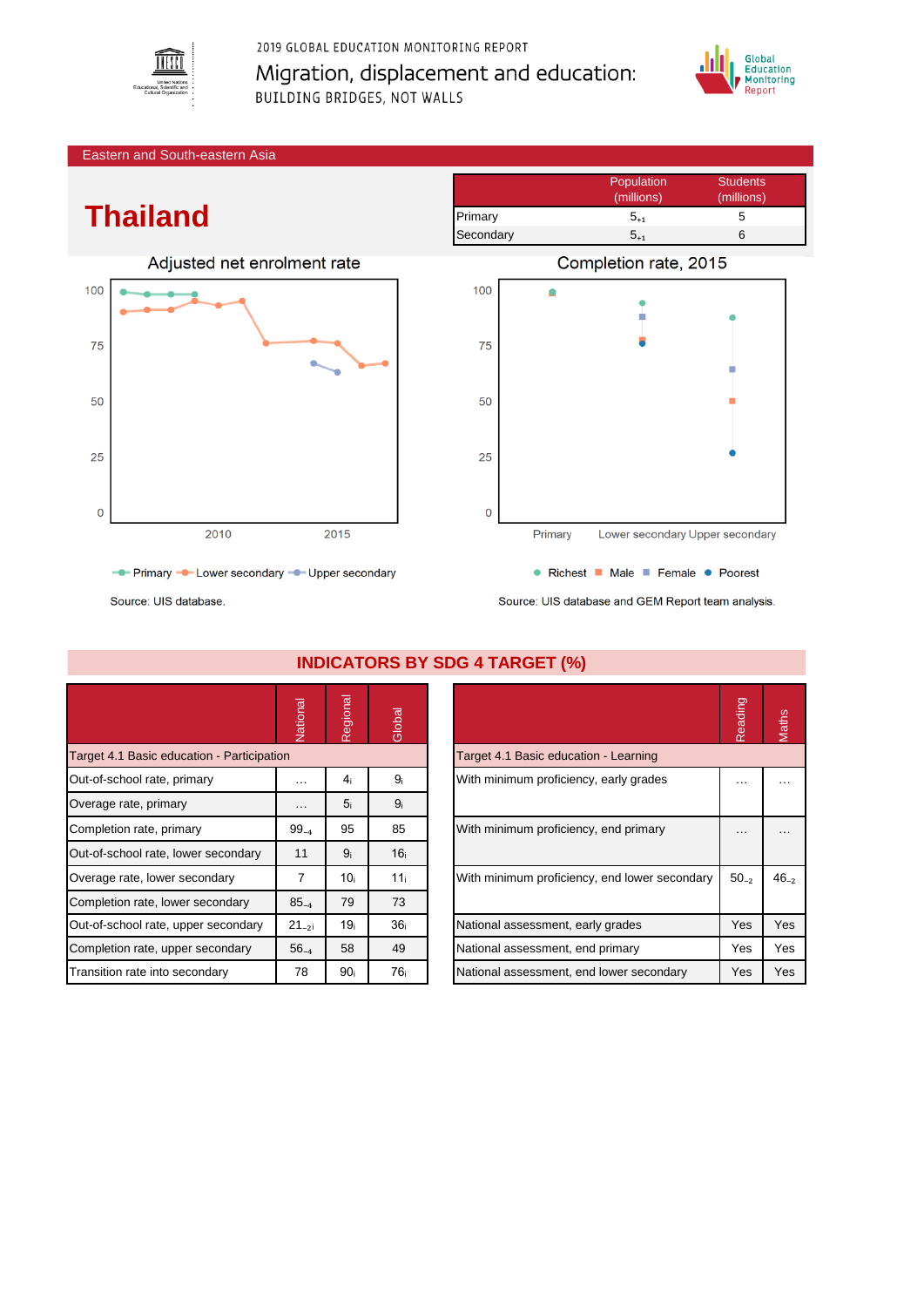2019 GLOBAL EDUCATION MONITORING REPORT

Migration, displacement and education:

BUILDING BRIDGES, NOT WALLS

Eastern and South-eastern Asia

# Thailand

| | Population (millions) | Students (millions) |
|---|---|---|
| Primary | $5_{+1}$ | 5 |
| Secondary | $5_{+1}$ | 6 |

Adjusted net enrolment rate

Primary, Lower secondary, Upper secondary

Source: UIS database.

Completion rate, 2015

Primary, Lower secondary, Upper secondary

Richest, Male, Female, Poorest

Source: UIS database and GEM Report team analysis.

## INDICATORS BY SDG 4 TARGET (%)

| | National | Regional | Global |
|---|---|---|---|
| **Target 4.1 Basic education - Participation** | | | |
| Out-of-school rate, primary | … | $4_i$ | $9_i$ |
| Overage rate, primary | … | $5_i$ | $9_i$ |
| Completion rate, primary | $99_{-4}$ | 95 | 85 |
| Out-of-school rate, lower secondary | 11 | $9_i$ | $16_i$ |
| Overage rate, lower secondary | 7 | $10_i$ | $11_i$ |
| Completion rate, lower secondary | $85_{-4}$ | 79 | 73 |
| Out-of-school rate, upper secondary | $21_{-2i}$ | $19_i$ | $36_i$ |
| Completion rate, upper secondary | $56_{-4}$ | 58 | 49 |
| Transition rate into secondary | 78 | $90_i$ | $76_i$ |

| | Reading | Maths |
|---|---|---|
| **Target 4.1 Basic education - Learning** | | |
| With minimum proficiency, early grades | … | … |
| With minimum proficiency, end primary | … | … |
| With minimum proficiency, end lower secondary | $50_{-2}$ | $46_{-2}$ |
| National assessment, early grades | Yes | Yes |
| National assessment, end primary | Yes | Yes |
| National assessment, end lower secondary | Yes | Yes |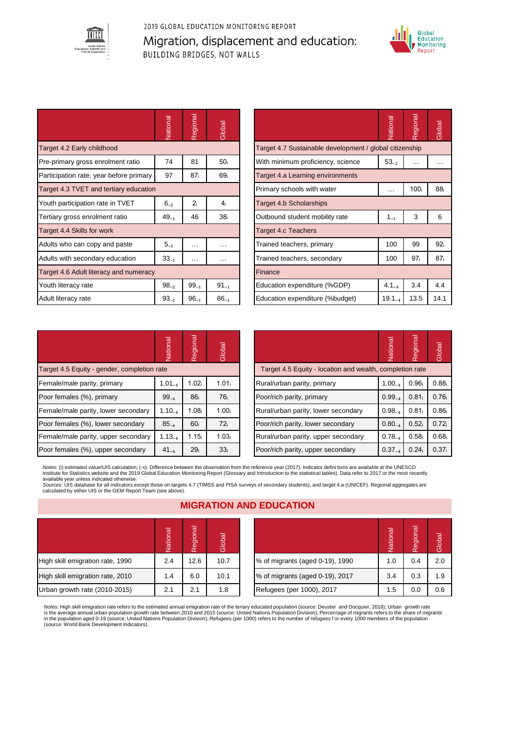2019 GLOBAL EDUCATION MONITORING REPORT

# Migration, displacement and education:

BUILDING BRIDGES, NOT WALLS

| | National | Regional | Global |
|---|---|---|---|
| Target 4.2 Early childhood | | | |
| Pre-primary gross enrolment ratio | 74 | 81 | $50_i$ |
| Participation rate, year before primary | 97 | $87_i$ | $69_i$ |
| Target 4.3 TVET and tertiary education | | | |
| Youth participation rate in TVET | $6_{-2}$ | $2_i$ | $4_i$ |
| Tertiary gross enrolment ratio | $49_{-1}$ | 46 | $38_i$ |
| Target 4.4 Skills for work | | | |
| Adults who can copy and paste | $5_{-3}$ | … | … |
| Adults with secondary education | $33_{-1}$ | … | … |
| Target 4.6 Adult literacy and numeracy | | | |
| Youth literacy rate | $98_{-2}$ | $99_{-1}$ | $91_{-1}$ |
| Adult literacy rate | $93_{-2}$ | $96_{-1}$ | $86_{-1}$ |

| | National | Regional | Global |
|---|---|---|---|
| Target 4.7 Sustainable development / global citizenship | | | |
| With minimum proficiency, science | $53_{-2}$ | … | … |
| Target 4.a Learning environments | | | |
| Primary schools with water | … | $100_i$ | $88_i$ |
| Target 4.b Scholarships | | | |
| Outbound student mobility rate | $1_{-1}$ | 3 | 6 |
| Target 4.c Teachers | | | |
| Trained teachers, primary | 100 | 99 | $92_i$ |
| Trained teachers, secondary | 100 | $97_i$ | $87_i$ |
| Finance | | | |
| Education expenditure (%GDP) | $4.1_{-4}$ | 3.4 | 4.4 |
| Education expenditure (%budget) | $19.1_{-4}$ | 13.5 | 14.1 |

| | National | Regional | Global |
|---|---|---|---|
| Target 4.5 Equity - gender, completion rate | | | |
| Female/male parity, primary | $1.01_{-4}$ | $1.02_i$ | $1.01_i$ |
| Poor females (%), primary | $99_{-4}$ | $86_i$ | $76_i$ |
| Female/male parity, lower secondary | $1.10_{-4}$ | $1.08_i$ | $1.00_i$ |
| Poor females (%), lower secondary | $85_{-4}$ | $60_i$ | $72_i$ |
| Female/male parity, upper secondary | $1.13_{-4}$ | $1.15_i$ | $1.03_i$ |
| Poor females (%), upper secondary | $41_{-4}$ | $29_i$ | $33_i$ |

| | National | Regional | Global |
|---|---|---|---|
| Target 4.5 Equity - location and wealth, completion rate | | | |
| Rural/urban parity, primary | $1.00_{-4}$ | $0.96_i$ | $0.88_i$ |
| Poor/rich parity, primary | $0.99_{-4}$ | $0.81_i$ | $0.76_i$ |
| Rural/urban parity, lower secondary | $0.98_{-4}$ | $0.81_i$ | $0.86_i$ |
| Poor/rich parity, lower secondary | $0.80_{-4}$ | $0.52_i$ | $0.72_i$ |
| Rural/urban parity, upper secondary | $0.78_{-4}$ | $0.58_i$ | $0.68_i$ |
| Poor/rich parity, upper secondary | $0.37_{-4}$ | $0.24_i$ | $0.37_i$ |

*Notes*: (i) estimated value/UIS calculation; (-x): Difference between the observation from the reference year (2017). Indicator definitions are available at the UNESCO Institute for Statistics website and the 2019 Global Education Monitoring Report (Glossary and Introduction to the statistical tables). Data refer to 2017 or the most recently available year unless indicated otherwise.
*Sources*: UIS database for all indicators except those on targets 4.7 (TIMSS and PISA surveys of secondary students), and target 4.a (UNICEF). Regional aggregates are calculated by either UIS or the GEM Report Team (see above).

## MIGRATION AND EDUCATION

| | National | Regional | Global |
|---|---|---|---|
| High skill emigration rate, 1990 | 2.4 | 12.6 | 10.7 |
| High skill emigration rate, 2010 | 1.4 | 6.0 | 10.1 |
| Urban growth rate (2010-2015) | 2.1 | 2.1 | 1.8 |

| | National | Regional | Global |
|---|---|---|---|
| % of migrants (aged 0-19), 1990 | 1.0 | 0.4 | 2.0 |
| % of migrants (aged 0-19), 2017 | 3.4 | 0.3 | 1.9 |
| Refugees (per 1000), 2017 | 1.5 | 0.0 | 0.6 |

*Notes*: High skill emigration rate refers to the estimated annual emigration rate of the teriary educated population (source: Deuster and Docquier, 2018); Urban growth rate is the average annual urban population growth rate between 2010 and 2015 (source: United Nations Population Division); Percentage of migrants refers to the share of migrants in the population aged 0-19 (source: United Nations Population Division); Refugees (per 1000) refers to the number of refugees for every 1000 members of the population (source: World Bank Development Indicators).